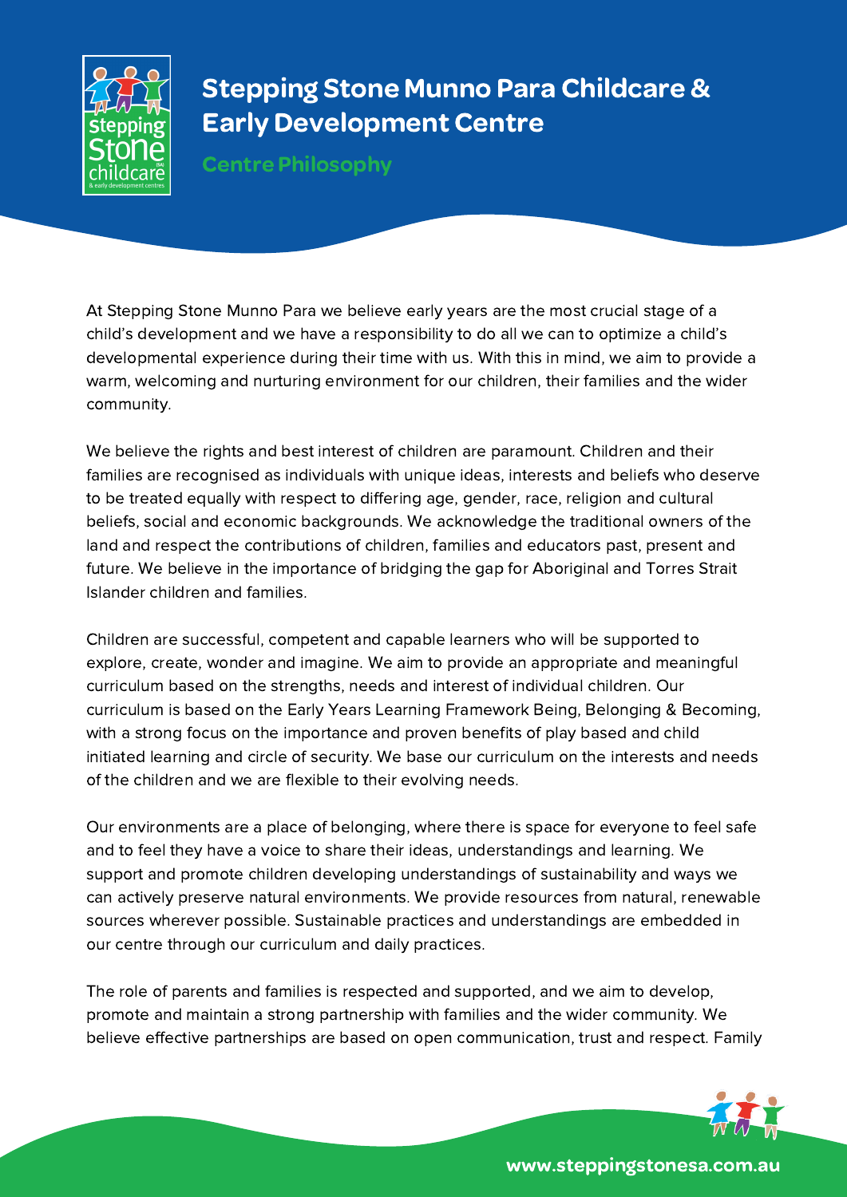# Stepping Stone Munno Para Childcare & Early Development Centre

## Centre Philosophy

At Stepping Stone Munno Para we believe early years are the most crucial stage of a child's development and we have a responsibility to do all we can to optimize a child's developmental experience during their time with us. With this in mind, we aim to provide a warm, welcoming and nurturing environment for our children, their families and the wider community.

We believe the rights and best interest of children are paramount. Children and their families are recognised as individuals with unique ideas, interests and beliefs who deserve to be treated equally with respect to differing age, gender, race, religion and cultural beliefs, social and economic backgrounds. We acknowledge the traditional owners of the land and respect the contributions of children, families and educators past, present and future. We believe in the importance of bridging the gap for Aboriginal and Torres Strait Islander children and families.

Children are successful, competent and capable learners who will be supported to explore, create, wonder and imagine. We aim to provide an appropriate and meaningful curriculum based on the strengths, needs and interest of individual children. Our curriculum is based on the Early Years Learning Framework Being, Belonging & Becoming, with a strong focus on the importance and proven benefits of play based and child initiated learning and circle of security. We base our curriculum on the interests and needs of the children and we are flexible to their evolving needs.

Our environments are a place of belonging, where there is space for everyone to feel safe and to feel they have a voice to share their ideas, understandings and learning. We support and promote children developing understandings of sustainability and ways we can actively preserve natural environments. We provide resources from natural, renewable sources wherever possible. Sustainable practices and understandings are embedded in our centre through our curriculum and daily practices.

The role of parents and families is respected and supported, and we aim to develop, promote and maintain a strong partnership with families and the wider community. We believe effective partnerships are based on open communication, trust and respect. Family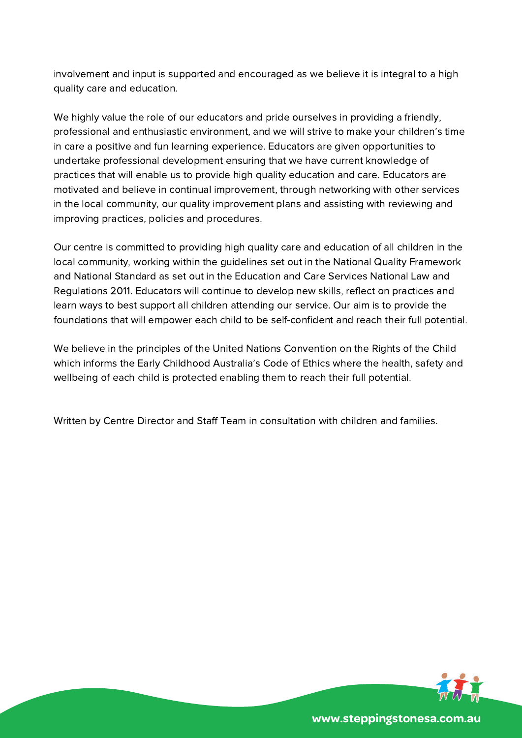involvement and input is supported and encouraged as we believe it is integral to a high quality care and education.

We highly value the role of our educators and pride ourselves in providing a friendly, professional and enthusiastic environment, and we will strive to make your children's time in care a positive and fun learning experience. Educators are given opportunities to undertake professional development ensuring that we have current knowledge of practices that will enable us to provide high quality education and care. Educators are motivated and believe in continual improvement, through networking with other services in the local community, our quality improvement plans and assisting with reviewing and improving practices, policies and procedures.

Our centre is committed to providing high quality care and education of all children in the local community, working within the guidelines set out in the National Quality Framework and National Standard as set out in the Education and Care Services National Law and Regulations 2011. Educators will continue to develop new skills, reflect on practices and learn ways to best support all children attending our service. Our aim is to provide the foundations that will empower each child to be self-confident and reach their full potential.

We believe in the principles of the United Nations Convention on the Rights of the Child which informs the Early Childhood Australia's Code of Ethics where the health, safety and wellbeing of each child is protected enabling them to reach their full potential.

Written by Centre Director and Staff Team in consultation with children and families.